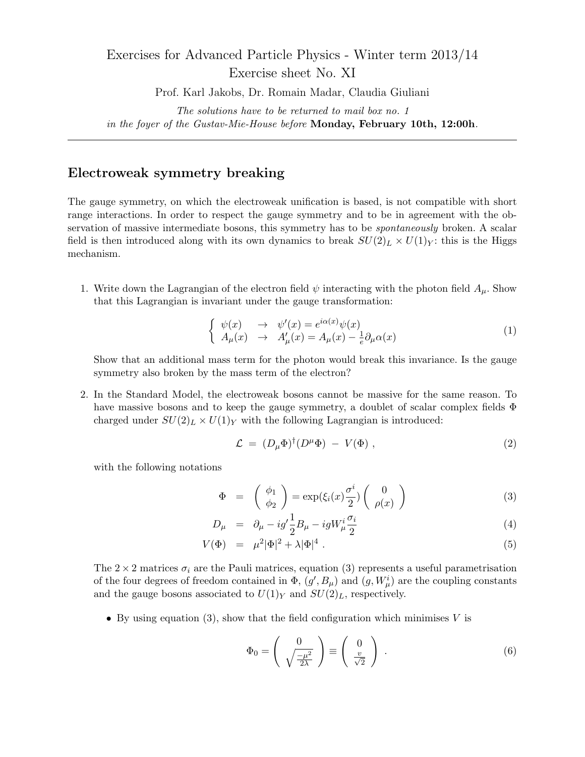Exercises for Advanced Particle Physics - Winter term 2013/14
Exercise sheet No. XI

Prof. Karl Jakobs, Dr. Romain Madar, Claudia Giuliani

*The solutions have to be returned to mail box no. 1 in the foyer of the Gustav-Mie-House before* **Monday, February 10th, 12:00h**.

---

## Electroweak symmetry breaking

The gauge symmetry, on which the electroweak unification is based, is not compatible with short range interactions. In order to respect the gauge symmetry and to be in agreement with the observation of massive intermediate bosons, this symmetry has to be *spontaneously* broken. A scalar field is then introduced along with its own dynamics to break $SU(2)_L \times U(1)_Y$: this is the Higgs mechanism.

1. Write down the Lagrangian of the electron field $\psi$ interacting with the photon field $A_\mu$. Show that this Lagrangian is invariant under the gauge transformation:

$$\left\{ \begin{array}{lcl} \psi(x) & \rightarrow & \psi'(x) = e^{i\alpha(x)}\psi(x) \\ A_\mu(x) & \rightarrow & A'_\mu(x) = A_\mu(x) - \frac{1}{e}\partial_\mu \alpha(x) \end{array} \right. \tag{1}$$

   Show that an additional mass term for the photon would break this invariance. Is the gauge symmetry also broken by the mass term of the electron?

2. In the Standard Model, the electroweak bosons cannot be massive for the same reason. To have massive bosons and to keep the gauge symmetry, a doublet of scalar complex fields $\Phi$ charged under $SU(2)_L \times U(1)_Y$ with the following Lagrangian is introduced:

$$\mathcal{L} = (D_\mu \Phi)^\dagger (D^\mu \Phi) - V(\Phi) , \tag{2}$$

   with the following notations

$$\Phi = \begin{pmatrix} \phi_1 \\ \phi_2 \end{pmatrix} = \exp(\xi_i(x)\frac{\sigma^i}{2}) \begin{pmatrix} 0 \\ \rho(x) \end{pmatrix} \tag{3}$$

$$D_\mu = \partial_\mu - ig'\frac{1}{2}B_\mu - igW_\mu^i \frac{\sigma_i}{2} \tag{4}$$

$$V(\Phi) = \mu^2|\Phi|^2 + \lambda|\Phi|^4 . \tag{5}$$

   The $2 \times 2$ matrices $\sigma_i$ are the Pauli matrices, equation (3) represents a useful parametrisation of the four degrees of freedom contained in $\Phi$, $(g', B_\mu)$ and $(g, W_\mu^i)$ are the coupling constants and the gauge bosons associated to $U(1)_Y$ and $SU(2)_L$, respectively.

   - By using equation (3), show that the field configuration which minimises $V$ is

$$\Phi_0 = \begin{pmatrix} 0 \\ \sqrt{\frac{-\mu^2}{2\lambda}} \end{pmatrix} \equiv \begin{pmatrix} 0 \\ \frac{v}{\sqrt{2}} \end{pmatrix} . \tag{6}$$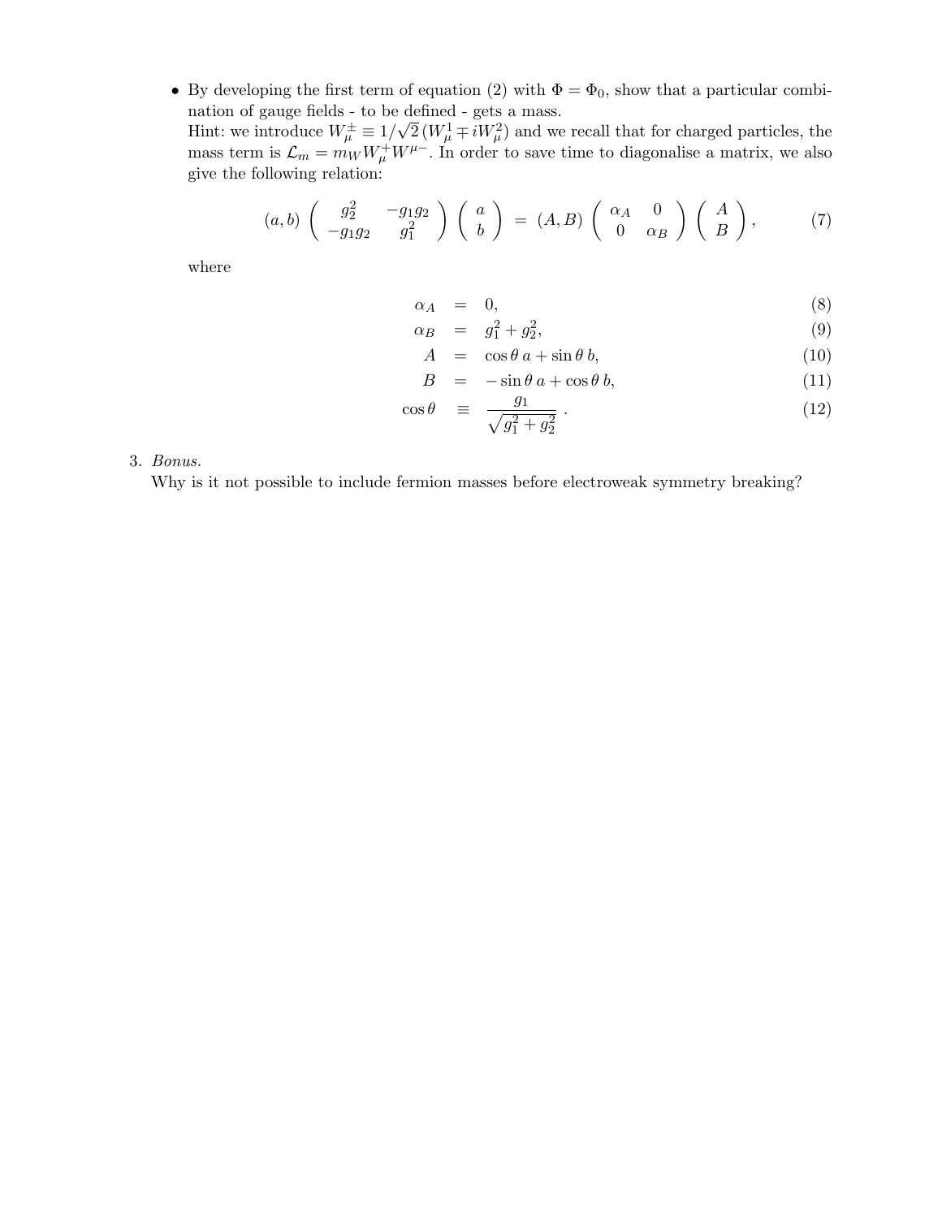- By developing the first term of equation (2) with $\Phi = \Phi_0$, show that a particular combination of gauge fields - to be defined - gets a mass.
  Hint: we introduce $W_\mu^\pm \equiv 1/\sqrt{2}\,(W_\mu^1 \mp i W_\mu^2)$ and we recall that for charged particles, the mass term is $\mathcal{L}_m = m_W W_\mu^+ W^{\mu -}$. In order to save time to diagonalise a matrix, we also give the following relation:

$$(a, b) \begin{pmatrix} g_2^2 & -g_1 g_2 \\ -g_1 g_2 & g_1^2 \end{pmatrix} \begin{pmatrix} a \\ b \end{pmatrix} = (A, B) \begin{pmatrix} \alpha_A & 0 \\ 0 & \alpha_B \end{pmatrix} \begin{pmatrix} A \\ B \end{pmatrix}, \tag{7}$$

  where

$$\alpha_A = 0, \tag{8}$$

$$\alpha_B = g_1^2 + g_2^2, \tag{9}$$

$$A = \cos\theta\, a + \sin\theta\, b, \tag{10}$$

$$B = -\sin\theta\, a + \cos\theta\, b, \tag{11}$$

$$\cos\theta \equiv \frac{g_1}{\sqrt{g_1^2 + g_2^2}}\,. \tag{12}$$

3. *Bonus.*
   Why is it not possible to include fermion masses before electroweak symmetry breaking?